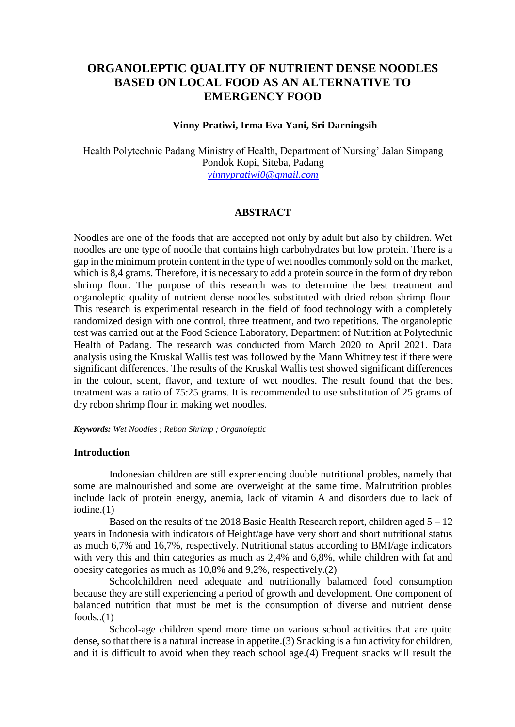# ORGANOLEPTIC QUALITY OF NUTRIENT DENSE NOODLES BASED ON LOCAL FOOD AS AN ALTERNATIVE TO EMERGENCY FOOD

**Vinny Pratiwi, Irma Eva Yani, Sri Darningsih**

Health Polytechnic Padang Ministry of Health, Department of Nursing' Jalan Simpang Pondok Kopi, Siteba, Padang
*vinnypratiwi0@gmail.com*

## ABSTRACT

Noodles are one of the foods that are accepted not only by adult but also by children. Wet noodles are one type of noodle that contains high carbohydrates but low protein. There is a gap in the minimum protein content in the type of wet noodles commonly sold on the market, which is 8,4 grams. Therefore, it is necessary to add a protein source in the form of dry rebon shrimp flour. The purpose of this research was to determine the best treatment and organoleptic quality of nutrient dense noodles substituted with dried rebon shrimp flour. This research is experimental research in the field of food technology with a completely randomized design with one control, three treatment, and two repetitions. The organoleptic test was carried out at the Food Science Laboratory, Department of Nutrition at Polytechnic Health of Padang. The research was conducted from March 2020 to April 2021. Data analysis using the Kruskal Wallis test was followed by the Mann Whitney test if there were significant differences. The results of the Kruskal Wallis test showed significant differences in the colour, scent, flavor, and texture of wet noodles. The result found that the best treatment was a ratio of 75:25 grams. It is recommended to use substitution of 25 grams of dry rebon shrimp flour in making wet noodles.

***Keywords:*** *Wet Noodles ; Rebon Shrimp ; Organoleptic*

## Introduction

Indonesian children are still expreriencing double nutritional probles, namely that some are malnourished and some are overweight at the same time. Malnutrition probles include lack of protein energy, anemia, lack of vitamin A and disorders due to lack of iodine.(1)

Based on the results of the 2018 Basic Health Research report, children aged 5 – 12 years in Indonesia with indicators of Height/age have very short and short nutritional status as much 6,7% and 16,7%, respectively. Nutritional status according to BMI/age indicators with very this and thin categories as much as 2,4% and 6,8%, while children with fat and obesity categories as much as 10,8% and 9,2%, respectively.(2)

Schoolchildren need adequate and nutritionally balamced food consumption because they are still experiencing a period of growth and development. One component of balanced nutrition that must be met is the consumption of diverse and nutrient dense foods..(1)

School-age children spend more time on various school activities that are quite dense, so that there is a natural increase in appetite.(3) Snacking is a fun activity for children, and it is difficult to avoid when they reach school age.(4) Frequent snacks will result the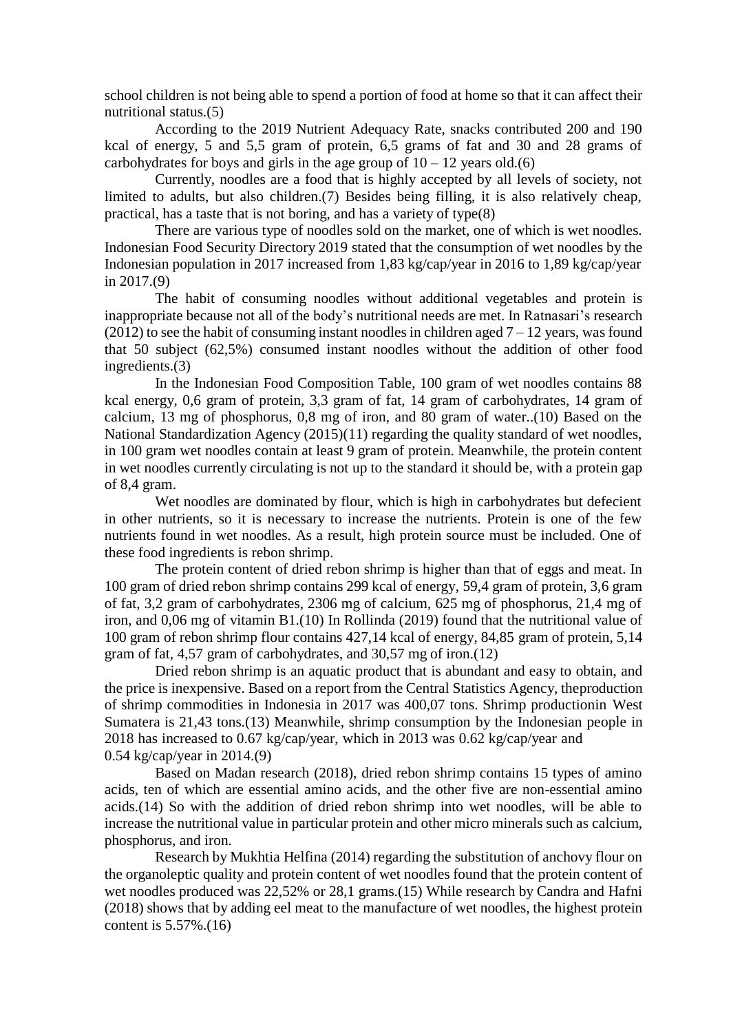school children is not being able to spend a portion of food at home so that it can affect their nutritional status.(5)

According to the 2019 Nutrient Adequacy Rate, snacks contributed 200 and 190 kcal of energy, 5 and 5,5 gram of protein, 6,5 grams of fat and 30 and 28 grams of carbohydrates for boys and girls in the age group of 10 – 12 years old.(6)

Currently, noodles are a food that is highly accepted by all levels of society, not limited to adults, but also children.(7) Besides being filling, it is also relatively cheap, practical, has a taste that is not boring, and has a variety of type(8)

There are various type of noodles sold on the market, one of which is wet noodles. Indonesian Food Security Directory 2019 stated that the consumption of wet noodles by the Indonesian population in 2017 increased from 1,83 kg/cap/year in 2016 to 1,89 kg/cap/year in 2017.(9)

The habit of consuming noodles without additional vegetables and protein is inappropriate because not all of the body's nutritional needs are met. In Ratnasari's research (2012) to see the habit of consuming instant noodles in children aged 7 – 12 years, was found that 50 subject (62,5%) consumed instant noodles without the addition of other food ingredients.(3)

In the Indonesian Food Composition Table, 100 gram of wet noodles contains 88 kcal energy, 0,6 gram of protein, 3,3 gram of fat, 14 gram of carbohydrates, 14 gram of calcium, 13 mg of phosphorus, 0,8 mg of iron, and 80 gram of water..(10) Based on the National Standardization Agency (2015)(11) regarding the quality standard of wet noodles, in 100 gram wet noodles contain at least 9 gram of protein. Meanwhile, the protein content in wet noodles currently circulating is not up to the standard it should be, with a protein gap of 8,4 gram.

Wet noodles are dominated by flour, which is high in carbohydrates but defecient in other nutrients, so it is necessary to increase the nutrients. Protein is one of the few nutrients found in wet noodles. As a result, high protein source must be included. One of these food ingredients is rebon shrimp.

The protein content of dried rebon shrimp is higher than that of eggs and meat. In 100 gram of dried rebon shrimp contains 299 kcal of energy, 59,4 gram of protein, 3,6 gram of fat, 3,2 gram of carbohydrates, 2306 mg of calcium, 625 mg of phosphorus, 21,4 mg of iron, and 0,06 mg of vitamin B1.(10) In Rollinda (2019) found that the nutritional value of 100 gram of rebon shrimp flour contains 427,14 kcal of energy, 84,85 gram of protein, 5,14 gram of fat, 4,57 gram of carbohydrates, and 30,57 mg of iron.(12)

Dried rebon shrimp is an aquatic product that is abundant and easy to obtain, and the price is inexpensive. Based on a report from the Central Statistics Agency, theproduction of shrimp commodities in Indonesia in 2017 was 400,07 tons. Shrimp productionin West Sumatera is 21,43 tons.(13) Meanwhile, shrimp consumption by the Indonesian people in 2018 has increased to 0.67 kg/cap/year, which in 2013 was 0.62 kg/cap/year and 0.54 kg/cap/year in 2014.(9)

Based on Madan research (2018), dried rebon shrimp contains 15 types of amino acids, ten of which are essential amino acids, and the other five are non-essential amino acids.(14) So with the addition of dried rebon shrimp into wet noodles, will be able to increase the nutritional value in particular protein and other micro minerals such as calcium, phosphorus, and iron.

Research by Mukhtia Helfina (2014) regarding the substitution of anchovy flour on the organoleptic quality and protein content of wet noodles found that the protein content of wet noodles produced was 22,52% or 28,1 grams.(15) While research by Candra and Hafni (2018) shows that by adding eel meat to the manufacture of wet noodles, the highest protein content is 5.57%.(16)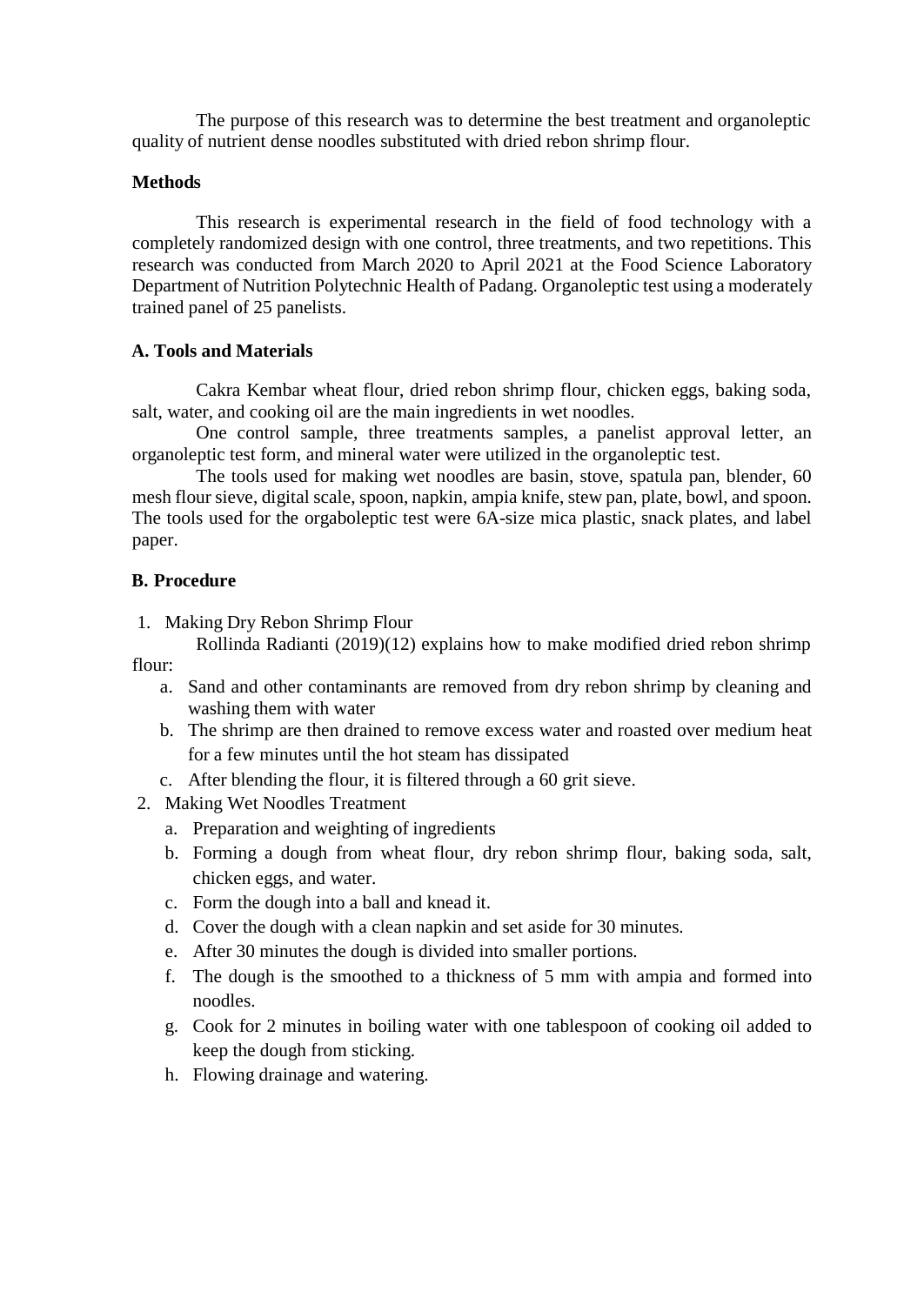The purpose of this research was to determine the best treatment and organoleptic quality of nutrient dense noodles substituted with dried rebon shrimp flour.

**Methods**

This research is experimental research in the field of food technology with a completely randomized design with one control, three treatments, and two repetitions. This research was conducted from March 2020 to April 2021 at the Food Science Laboratory Department of Nutrition Polytechnic Health of Padang. Organoleptic test using a moderately trained panel of 25 panelists.

**A. Tools and Materials**

Cakra Kembar wheat flour, dried rebon shrimp flour, chicken eggs, baking soda, salt, water, and cooking oil are the main ingredients in wet noodles.

One control sample, three treatments samples, a panelist approval letter, an organoleptic test form, and mineral water were utilized in the organoleptic test.

The tools used for making wet noodles are basin, stove, spatula pan, blender, 60 mesh flour sieve, digital scale, spoon, napkin, ampia knife, stew pan, plate, bowl, and spoon. The tools used for the orgaboleptic test were 6A-size mica plastic, snack plates, and label paper.

**B. Procedure**

1. Making Dry Rebon Shrimp Flour

   Rollinda Radianti (2019)(12) explains how to make modified dried rebon shrimp flour:

   a. Sand and other contaminants are removed from dry rebon shrimp by cleaning and washing them with water
   b. The shrimp are then drained to remove excess water and roasted over medium heat for a few minutes until the hot steam has dissipated
   c. After blending the flour, it is filtered through a 60 grit sieve.

2. Making Wet Noodles Treatment

   a. Preparation and weighting of ingredients
   b. Forming a dough from wheat flour, dry rebon shrimp flour, baking soda, salt, chicken eggs, and water.
   c. Form the dough into a ball and knead it.
   d. Cover the dough with a clean napkin and set aside for 30 minutes.
   e. After 30 minutes the dough is divided into smaller portions.
   f. The dough is the smoothed to a thickness of 5 mm with ampia and formed into noodles.
   g. Cook for 2 minutes in boiling water with one tablespoon of cooking oil added to keep the dough from sticking.
   h. Flowing drainage and watering.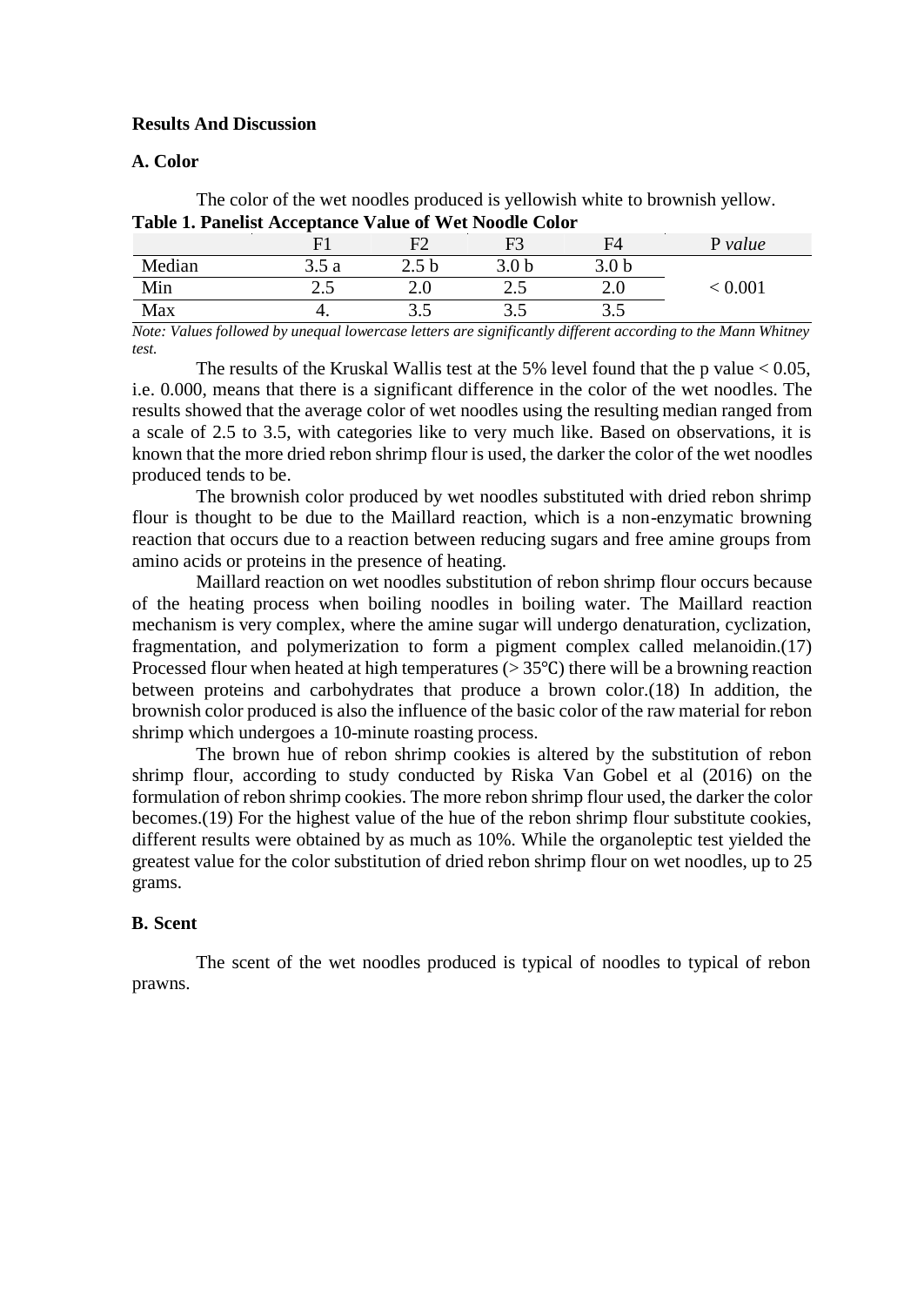## Results And Discussion

### A. Color

The color of the wet noodles produced is yellowish white to brownish yellow.

**Table 1. Panelist Acceptance Value of Wet Noodle Color**

| | F1 | F2 | F3 | F4 | P *value* |
|---|---|---|---|---|---|
| Median | 3.5 a | 2.5 b | 3.0 b | 3.0 b | < 0.001 |
| Min | 2.5 | 2.0 | 2.5 | 2.0 | |
| Max | 4. | 3.5 | 3.5 | 3.5 | |

*Note: Values followed by unequal lowercase letters are significantly different according to the Mann Whitney test.*

The results of the Kruskal Wallis test at the 5% level found that the p value < 0.05, i.e. 0.000, means that there is a significant difference in the color of the wet noodles. The results showed that the average color of wet noodles using the resulting median ranged from a scale of 2.5 to 3.5, with categories like to very much like. Based on observations, it is known that the more dried rebon shrimp flour is used, the darker the color of the wet noodles produced tends to be.

The brownish color produced by wet noodles substituted with dried rebon shrimp flour is thought to be due to the Maillard reaction, which is a non-enzymatic browning reaction that occurs due to a reaction between reducing sugars and free amine groups from amino acids or proteins in the presence of heating.

Maillard reaction on wet noodles substitution of rebon shrimp flour occurs because of the heating process when boiling noodles in boiling water. The Maillard reaction mechanism is very complex, where the amine sugar will undergo denaturation, cyclization, fragmentation, and polymerization to form a pigment complex called melanoidin.(17) Processed flour when heated at high temperatures (> 35℃) there will be a browning reaction between proteins and carbohydrates that produce a brown color.(18) In addition, the brownish color produced is also the influence of the basic color of the raw material for rebon shrimp which undergoes a 10-minute roasting process.

The brown hue of rebon shrimp cookies is altered by the substitution of rebon shrimp flour, according to study conducted by Riska Van Gobel et al (2016) on the formulation of rebon shrimp cookies. The more rebon shrimp flour used, the darker the color becomes.(19) For the highest value of the hue of the rebon shrimp flour substitute cookies, different results were obtained by as much as 10%. While the organoleptic test yielded the greatest value for the color substitution of dried rebon shrimp flour on wet noodles, up to 25 grams.

### B. Scent

The scent of the wet noodles produced is typical of noodles to typical of rebon prawns.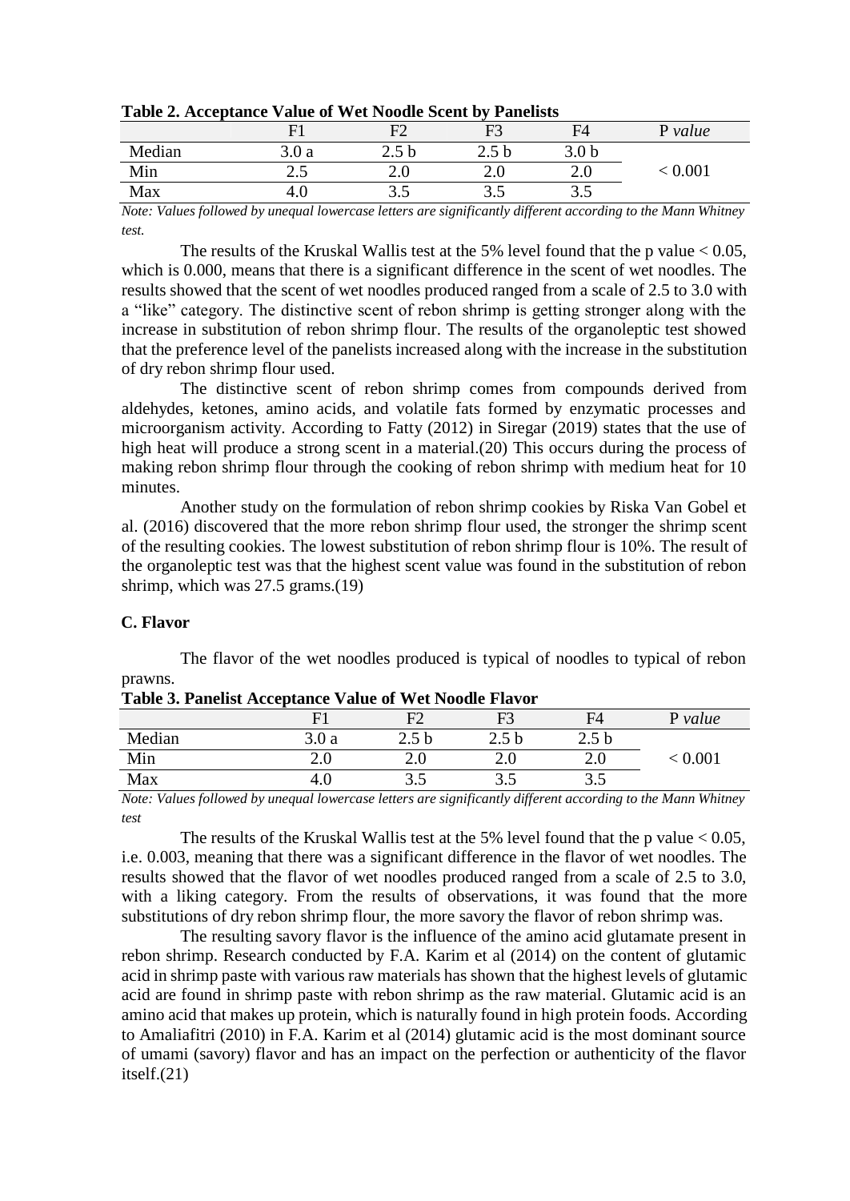**Table 2. Acceptance Value of Wet Noodle Scent by Panelists**

| | F1 | F2 | F3 | F4 | P *value* |
|---|---|---|---|---|---|
| Median | 3.0 a | 2.5 b | 2.5 b | 3.0 b | |
| Min | 2.5 | 2.0 | 2.0 | 2.0 | < 0.001 |
| Max | 4.0 | 3.5 | 3.5 | 3.5 | |

*Note: Values followed by unequal lowercase letters are significantly different according to the Mann Whitney test.*

The results of the Kruskal Wallis test at the 5% level found that the p value < 0.05, which is 0.000, means that there is a significant difference in the scent of wet noodles. The results showed that the scent of wet noodles produced ranged from a scale of 2.5 to 3.0 with a "like" category. The distinctive scent of rebon shrimp is getting stronger along with the increase in substitution of rebon shrimp flour. The results of the organoleptic test showed that the preference level of the panelists increased along with the increase in the substitution of dry rebon shrimp flour used.

The distinctive scent of rebon shrimp comes from compounds derived from aldehydes, ketones, amino acids, and volatile fats formed by enzymatic processes and microorganism activity. According to Fatty (2012) in Siregar (2019) states that the use of high heat will produce a strong scent in a material.(20) This occurs during the process of making rebon shrimp flour through the cooking of rebon shrimp with medium heat for 10 minutes.

Another study on the formulation of rebon shrimp cookies by Riska Van Gobel et al. (2016) discovered that the more rebon shrimp flour used, the stronger the shrimp scent of the resulting cookies. The lowest substitution of rebon shrimp flour is 10%. The result of the organoleptic test was that the highest scent value was found in the substitution of rebon shrimp, which was 27.5 grams.(19)

### C. Flavor

The flavor of the wet noodles produced is typical of noodles to typical of rebon prawns.

**Table 3. Panelist Acceptance Value of Wet Noodle Flavor**

| | F1 | F2 | F3 | F4 | P *value* |
|---|---|---|---|---|---|
| Median | 3.0 a | 2.5 b | 2.5 b | 2.5 b | |
| Min | 2.0 | 2.0 | 2.0 | 2.0 | < 0.001 |
| Max | 4.0 | 3.5 | 3.5 | 3.5 | |

*Note: Values followed by unequal lowercase letters are significantly different according to the Mann Whitney test*

The results of the Kruskal Wallis test at the 5% level found that the p value < 0.05, i.e. 0.003, meaning that there was a significant difference in the flavor of wet noodles. The results showed that the flavor of wet noodles produced ranged from a scale of 2.5 to 3.0, with a liking category. From the results of observations, it was found that the more substitutions of dry rebon shrimp flour, the more savory the flavor of rebon shrimp was.

The resulting savory flavor is the influence of the amino acid glutamate present in rebon shrimp. Research conducted by F.A. Karim et al (2014) on the content of glutamic acid in shrimp paste with various raw materials has shown that the highest levels of glutamic acid are found in shrimp paste with rebon shrimp as the raw material. Glutamic acid is an amino acid that makes up protein, which is naturally found in high protein foods. According to Amaliafitri (2010) in F.A. Karim et al (2014) glutamic acid is the most dominant source of umami (savory) flavor and has an impact on the perfection or authenticity of the flavor itself.(21)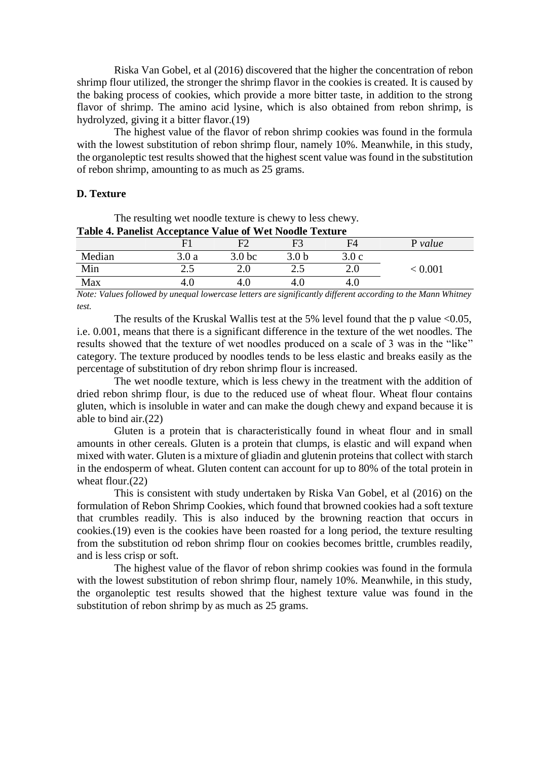Riska Van Gobel, et al (2016) discovered that the higher the concentration of rebon shrimp flour utilized, the stronger the shrimp flavor in the cookies is created. It is caused by the baking process of cookies, which provide a more bitter taste, in addition to the strong flavor of shrimp. The amino acid lysine, which is also obtained from rebon shrimp, is hydrolyzed, giving it a bitter flavor.(19)

The highest value of the flavor of rebon shrimp cookies was found in the formula with the lowest substitution of rebon shrimp flour, namely 10%. Meanwhile, in this study, the organoleptic test results showed that the highest scent value was found in the substitution of rebon shrimp, amounting to as much as 25 grams.

### D. Texture

The resulting wet noodle texture is chewy to less chewy.

**Table 4. Panelist Acceptance Value of Wet Noodle Texture**

| | F1 | F2 | F3 | F4 | P *value* |
|---|---|---|---|---|---|
| Median | 3.0 a | 3.0 bc | 3.0 b | 3.0 c | < 0.001 |
| Min | 2.5 | 2.0 | 2.5 | 2.0 | |
| Max | 4.0 | 4.0 | 4.0 | 4.0 | |

*Note: Values followed by unequal lowercase letters are significantly different according to the Mann Whitney test.*

The results of the Kruskal Wallis test at the 5% level found that the p value <0.05, i.e. 0.001, means that there is a significant difference in the texture of the wet noodles. The results showed that the texture of wet noodles produced on a scale of 3 was in the "like" category. The texture produced by noodles tends to be less elastic and breaks easily as the percentage of substitution of dry rebon shrimp flour is increased.

The wet noodle texture, which is less chewy in the treatment with the addition of dried rebon shrimp flour, is due to the reduced use of wheat flour. Wheat flour contains gluten, which is insoluble in water and can make the dough chewy and expand because it is able to bind air.(22)

Gluten is a protein that is characteristically found in wheat flour and in small amounts in other cereals. Gluten is a protein that clumps, is elastic and will expand when mixed with water. Gluten is a mixture of gliadin and glutenin proteins that collect with starch in the endosperm of wheat. Gluten content can account for up to 80% of the total protein in wheat flour.(22)

This is consistent with study undertaken by Riska Van Gobel, et al (2016) on the formulation of Rebon Shrimp Cookies, which found that browned cookies had a soft texture that crumbles readily. This is also induced by the browning reaction that occurs in cookies.(19) even is the cookies have been roasted for a long period, the texture resulting from the substitution od rebon shrimp flour on cookies becomes brittle, crumbles readily, and is less crisp or soft.

The highest value of the flavor of rebon shrimp cookies was found in the formula with the lowest substitution of rebon shrimp flour, namely 10%. Meanwhile, in this study, the organoleptic test results showed that the highest texture value was found in the substitution of rebon shrimp by as much as 25 grams.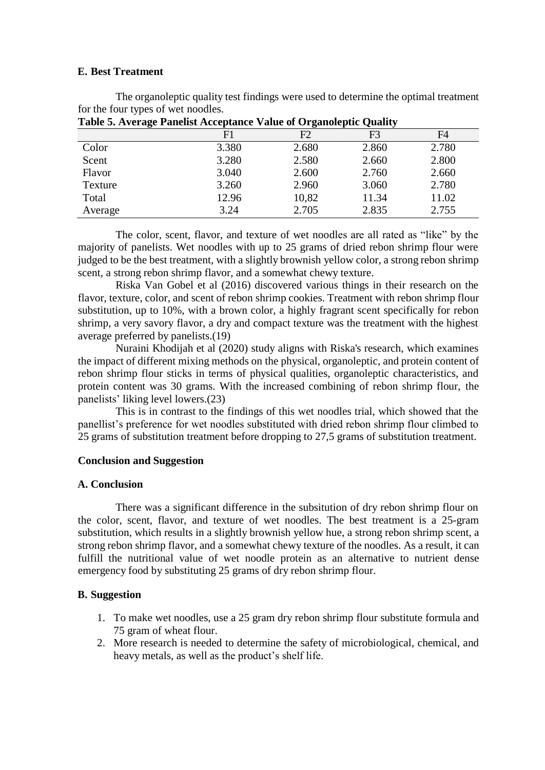### E. Best Treatment

The organoleptic quality test findings were used to determine the optimal treatment for the four types of wet noodles.

**Table 5. Average Panelist Acceptance Value of Organoleptic Quality**

| | F1 | F2 | F3 | F4 |
|---|---|---|---|---|
| Color | 3.380 | 2.680 | 2.860 | 2.780 |
| Scent | 3.280 | 2.580 | 2.660 | 2.800 |
| Flavor | 3.040 | 2.600 | 2.760 | 2.660 |
| Texture | 3.260 | 2.960 | 3.060 | 2.780 |
| Total | 12.96 | 10,82 | 11.34 | 11.02 |
| Average | 3.24 | 2.705 | 2.835 | 2.755 |

The color, scent, flavor, and texture of wet noodles are all rated as "like" by the majority of panelists. Wet noodles with up to 25 grams of dried rebon shrimp flour were judged to be the best treatment, with a slightly brownish yellow color, a strong rebon shrimp scent, a strong rebon shrimp flavor, and a somewhat chewy texture.

Riska Van Gobel et al (2016) discovered various things in their research on the flavor, texture, color, and scent of rebon shrimp cookies. Treatment with rebon shrimp flour substitution, up to 10%, with a brown color, a highly fragrant scent specifically for rebon shrimp, a very savory flavor, a dry and compact texture was the treatment with the highest average preferred by panelists.(19)

Nuraini Khodijah et al (2020) study aligns with Riska's research, which examines the impact of different mixing methods on the physical, organoleptic, and protein content of rebon shrimp flour sticks in terms of physical qualities, organoleptic characteristics, and protein content was 30 grams. With the increased combining of rebon shrimp flour, the panelists' liking level lowers.(23)

This is in contrast to the findings of this wet noodles trial, which showed that the panellist's preference for wet noodles substituted with dried rebon shrimp flour climbed to 25 grams of substitution treatment before dropping to 27,5 grams of substitution treatment.

## Conclusion and Suggestion

### A. Conclusion

There was a significant difference in the subsitution of dry rebon shrimp flour on the color, scent, flavor, and texture of wet noodles. The best treatment is a 25-gram substitution, which results in a slightly brownish yellow hue, a strong rebon shrimp scent, a strong rebon shrimp flavor, and a somewhat chewy texture of the noodles. As a result, it can fulfill the nutritional value of wet noodle protein as an alternative to nutrient dense emergency food by substituting 25 grams of dry rebon shrimp flour.

### B. Suggestion

1. To make wet noodles, use a 25 gram dry rebon shrimp flour substitute formula and 75 gram of wheat flour.
2. More research is needed to determine the safety of microbiological, chemical, and heavy metals, as well as the product's shelf life.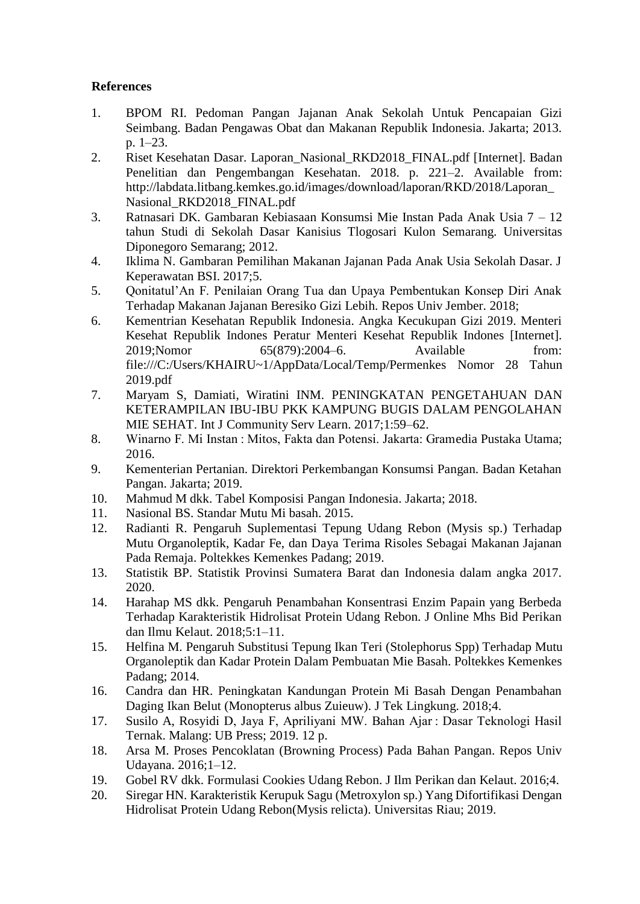**References**

1. BPOM RI. Pedoman Pangan Jajanan Anak Sekolah Untuk Pencapaian Gizi Seimbang. Badan Pengawas Obat dan Makanan Republik Indonesia. Jakarta; 2013. p. 1–23.
2. Riset Kesehatan Dasar. Laporan_Nasional_RKD2018_FINAL.pdf [Internet]. Badan Penelitian dan Pengembangan Kesehatan. 2018. p. 221–2. Available from: http://labdata.litbang.kemkes.go.id/images/download/laporan/RKD/2018/Laporan_Nasional_RKD2018_FINAL.pdf
3. Ratnasari DK. Gambaran Kebiasaan Konsumsi Mie Instan Pada Anak Usia 7 – 12 tahun Studi di Sekolah Dasar Kanisius Tlogosari Kulon Semarang. Universitas Diponegoro Semarang; 2012.
4. Iklima N. Gambaran Pemilihan Makanan Jajanan Pada Anak Usia Sekolah Dasar. J Keperawatan BSI. 2017;5.
5. Qonitatul'An F. Penilaian Orang Tua dan Upaya Pembentukan Konsep Diri Anak Terhadap Makanan Jajanan Beresiko Gizi Lebih. Repos Univ Jember. 2018;
6. Kementrian Kesehatan Republik Indonesia. Angka Kecukupan Gizi 2019. Menteri Kesehat Republik Indones Peratur Menteri Kesehat Republik Indones [Internet]. 2019;Nomor 65(879):2004–6. Available from: file:///C:/Users/KHAIRU~1/AppData/Local/Temp/Permenkes Nomor 28 Tahun 2019.pdf
7. Maryam S, Damiati, Wiratini INM. PENINGKATAN PENGETAHUAN DAN KETERAMPILAN IBU-IBU PKK KAMPUNG BUGIS DALAM PENGOLAHAN MIE SEHAT. Int J Community Serv Learn. 2017;1:59–62.
8. Winarno F. Mi Instan : Mitos, Fakta dan Potensi. Jakarta: Gramedia Pustaka Utama; 2016.
9. Kementerian Pertanian. Direktori Perkembangan Konsumsi Pangan. Badan Ketahan Pangan. Jakarta; 2019.
10. Mahmud M dkk. Tabel Komposisi Pangan Indonesia. Jakarta; 2018.
11. Nasional BS. Standar Mutu Mi basah. 2015.
12. Radianti R. Pengaruh Suplementasi Tepung Udang Rebon (Mysis sp.) Terhadap Mutu Organoleptik, Kadar Fe, dan Daya Terima Risoles Sebagai Makanan Jajanan Pada Remaja. Poltekkes Kemenkes Padang; 2019.
13. Statistik BP. Statistik Provinsi Sumatera Barat dan Indonesia dalam angka 2017. 2020.
14. Harahap MS dkk. Pengaruh Penambahan Konsentrasi Enzim Papain yang Berbeda Terhadap Karakteristik Hidrolisat Protein Udang Rebon. J Online Mhs Bid Perikan dan Ilmu Kelaut. 2018;5:1–11.
15. Helfina M. Pengaruh Substitusi Tepung Ikan Teri (Stolephorus Spp) Terhadap Mutu Organoleptik dan Kadar Protein Dalam Pembuatan Mie Basah. Poltekkes Kemenkes Padang; 2014.
16. Candra dan HR. Peningkatan Kandungan Protein Mi Basah Dengan Penambahan Daging Ikan Belut (Monopterus albus Zuieuw). J Tek Lingkung. 2018;4.
17. Susilo A, Rosyidi D, Jaya F, Apriliyani MW. Bahan Ajar : Dasar Teknologi Hasil Ternak. Malang: UB Press; 2019. 12 p.
18. Arsa M. Proses Pencoklatan (Browning Process) Pada Bahan Pangan. Repos Univ Udayana. 2016;1–12.
19. Gobel RV dkk. Formulasi Cookies Udang Rebon. J Ilm Perikan dan Kelaut. 2016;4.
20. Siregar HN. Karakteristik Kerupuk Sagu (Metroxylon sp.) Yang Difortifikasi Dengan Hidrolisat Protein Udang Rebon(Mysis relicta). Universitas Riau; 2019.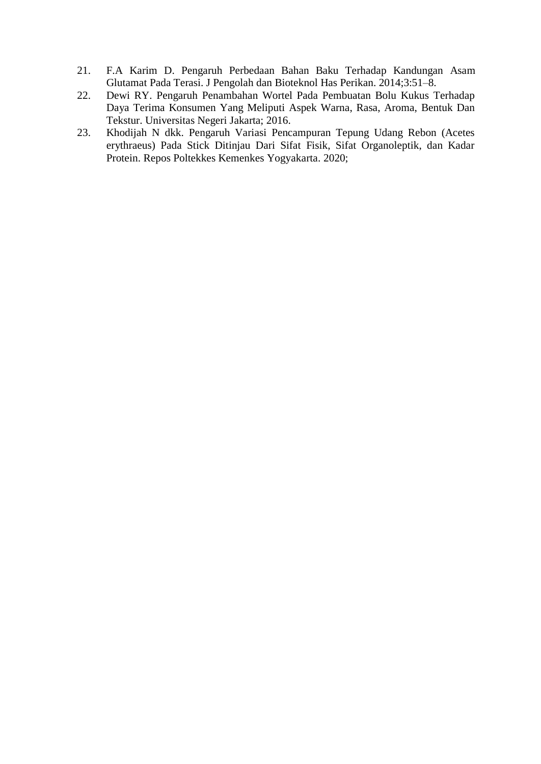21. F.A Karim D. Pengaruh Perbedaan Bahan Baku Terhadap Kandungan Asam Glutamat Pada Terasi. J Pengolah dan Bioteknol Has Perikan. 2014;3:51–8.
22. Dewi RY. Pengaruh Penambahan Wortel Pada Pembuatan Bolu Kukus Terhadap Daya Terima Konsumen Yang Meliputi Aspek Warna, Rasa, Aroma, Bentuk Dan Tekstur. Universitas Negeri Jakarta; 2016.
23. Khodijah N dkk. Pengaruh Variasi Pencampuran Tepung Udang Rebon (Acetes erythraeus) Pada Stick Ditinjau Dari Sifat Fisik, Sifat Organoleptik, dan Kadar Protein. Repos Poltekkes Kemenkes Yogyakarta. 2020;